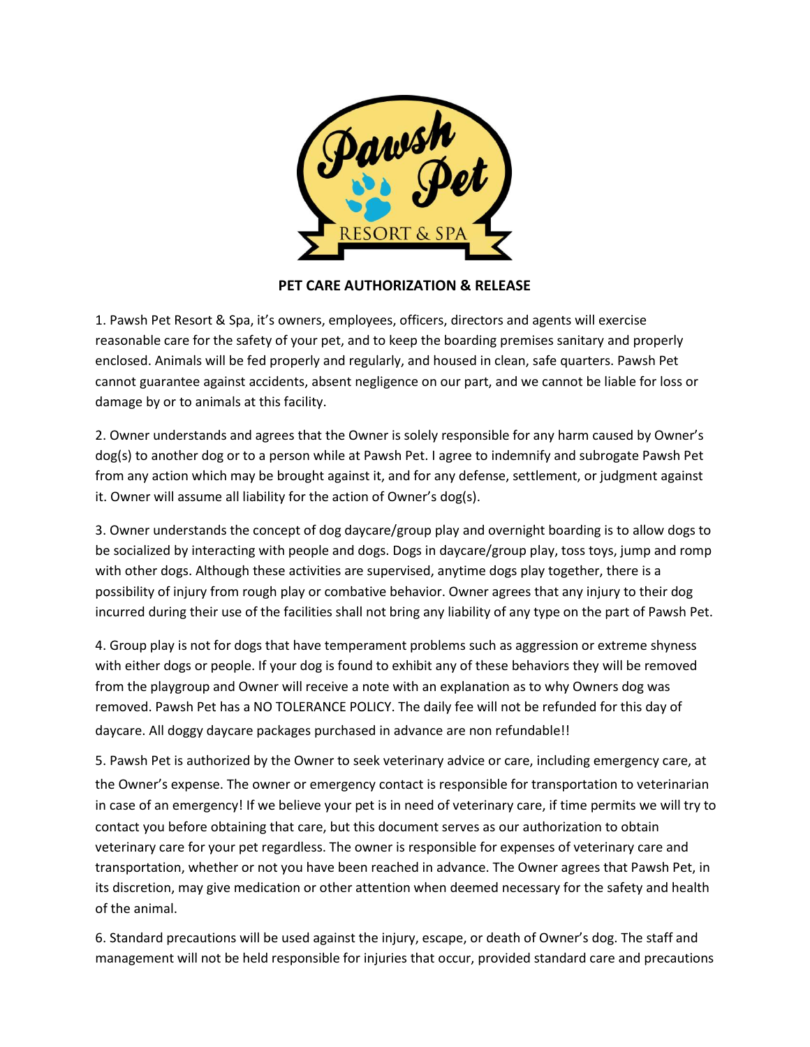**PET CARE AUTHORIZATION & RELEASE**

1. Pawsh Pet Resort & Spa, it's owners, employees, officers, directors and agents will exercise reasonable care for the safety of your pet, and to keep the boarding premises sanitary and properly enclosed. Animals will be fed properly and regularly, and housed in clean, safe quarters. Pawsh Pet cannot guarantee against accidents, absent negligence on our part, and we cannot be liable for loss or damage by or to animals at this facility.

2. Owner understands and agrees that the Owner is solely responsible for any harm caused by Owner's dog(s) to another dog or to a person while at Pawsh Pet. I agree to indemnify and subrogate Pawsh Pet from any action which may be brought against it, and for any defense, settlement, or judgment against it. Owner will assume all liability for the action of Owner's dog(s).

3. Owner understands the concept of dog daycare/group play and overnight boarding is to allow dogs to be socialized by interacting with people and dogs. Dogs in daycare/group play, toss toys, jump and romp with other dogs. Although these activities are supervised, anytime dogs play together, there is a possibility of injury from rough play or combative behavior. Owner agrees that any injury to their dog incurred during their use of the facilities shall not bring any liability of any type on the part of Pawsh Pet.

4. Group play is not for dogs that have temperament problems such as aggression or extreme shyness with either dogs or people. If your dog is found to exhibit any of these behaviors they will be removed from the playgroup and Owner will receive a note with an explanation as to why Owners dog was removed. Pawsh Pet has a NO TOLERANCE POLICY. The daily fee will not be refunded for this day of daycare. All doggy daycare packages purchased in advance are non refundable!!

5. Pawsh Pet is authorized by the Owner to seek veterinary advice or care, including emergency care, at the Owner's expense. The owner or emergency contact is responsible for transportation to veterinarian in case of an emergency! If we believe your pet is in need of veterinary care, if time permits we will try to contact you before obtaining that care, but this document serves as our authorization to obtain veterinary care for your pet regardless. The owner is responsible for expenses of veterinary care and transportation, whether or not you have been reached in advance. The Owner agrees that Pawsh Pet, in its discretion, may give medication or other attention when deemed necessary for the safety and health of the animal.

6. Standard precautions will be used against the injury, escape, or death of Owner's dog. The staff and management will not be held responsible for injuries that occur, provided standard care and precautions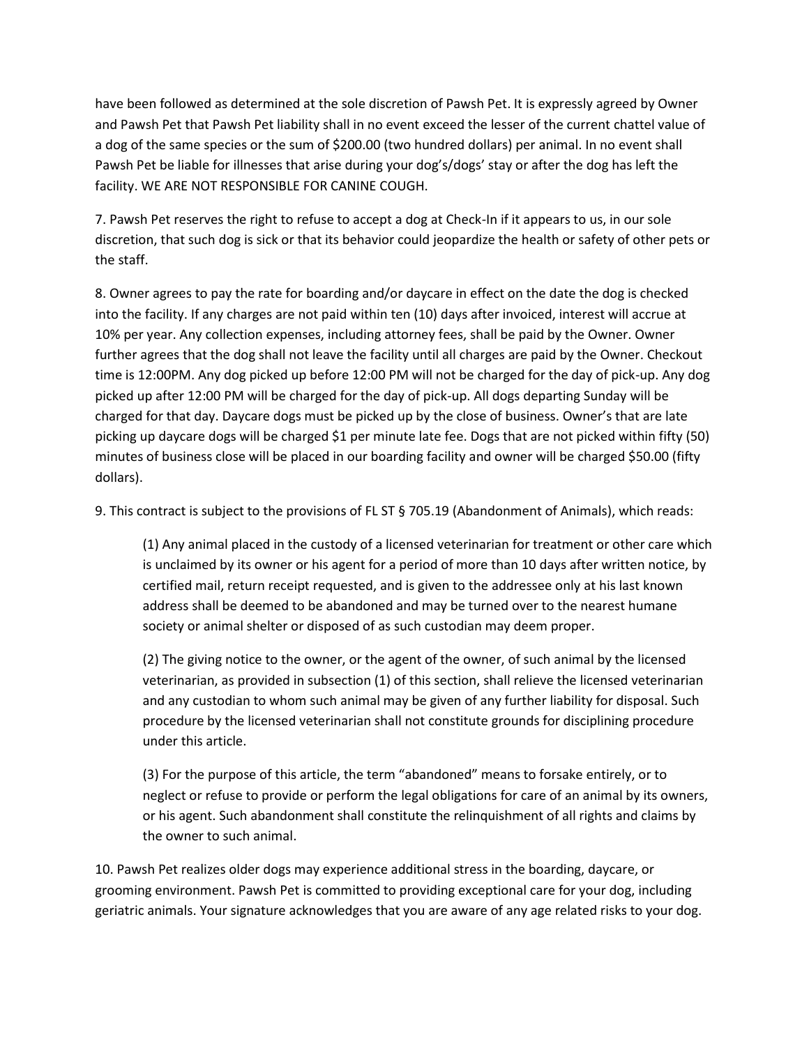have been followed as determined at the sole discretion of Pawsh Pet. It is expressly agreed by Owner and Pawsh Pet that Pawsh Pet liability shall in no event exceed the lesser of the current chattel value of a dog of the same species or the sum of $200.00 (two hundred dollars) per animal. In no event shall Pawsh Pet be liable for illnesses that arise during your dog's/dogs' stay or after the dog has left the facility. WE ARE NOT RESPONSIBLE FOR CANINE COUGH.

7. Pawsh Pet reserves the right to refuse to accept a dog at Check-In if it appears to us, in our sole discretion, that such dog is sick or that its behavior could jeopardize the health or safety of other pets or the staff.

8. Owner agrees to pay the rate for boarding and/or daycare in effect on the date the dog is checked into the facility. If any charges are not paid within ten (10) days after invoiced, interest will accrue at 10% per year. Any collection expenses, including attorney fees, shall be paid by the Owner. Owner further agrees that the dog shall not leave the facility until all charges are paid by the Owner. Checkout time is 12:00PM. Any dog picked up before 12:00 PM will not be charged for the day of pick-up. Any dog picked up after 12:00 PM will be charged for the day of pick-up. All dogs departing Sunday will be charged for that day. Daycare dogs must be picked up by the close of business. Owner's that are late picking up daycare dogs will be charged $1 per minute late fee. Dogs that are not picked within fifty (50) minutes of business close will be placed in our boarding facility and owner will be charged $50.00 (fifty dollars).

9. This contract is subject to the provisions of FL ST § 705.19 (Abandonment of Animals), which reads:

> (1) Any animal placed in the custody of a licensed veterinarian for treatment or other care which is unclaimed by its owner or his agent for a period of more than 10 days after written notice, by certified mail, return receipt requested, and is given to the addressee only at his last known address shall be deemed to be abandoned and may be turned over to the nearest humane society or animal shelter or disposed of as such custodian may deem proper.
>
> (2) The giving notice to the owner, or the agent of the owner, of such animal by the licensed veterinarian, as provided in subsection (1) of this section, shall relieve the licensed veterinarian and any custodian to whom such animal may be given of any further liability for disposal. Such procedure by the licensed veterinarian shall not constitute grounds for disciplining procedure under this article.
>
> (3) For the purpose of this article, the term "abandoned" means to forsake entirely, or to neglect or refuse to provide or perform the legal obligations for care of an animal by its owners, or his agent. Such abandonment shall constitute the relinquishment of all rights and claims by the owner to such animal.

10. Pawsh Pet realizes older dogs may experience additional stress in the boarding, daycare, or grooming environment. Pawsh Pet is committed to providing exceptional care for your dog, including geriatric animals. Your signature acknowledges that you are aware of any age related risks to your dog.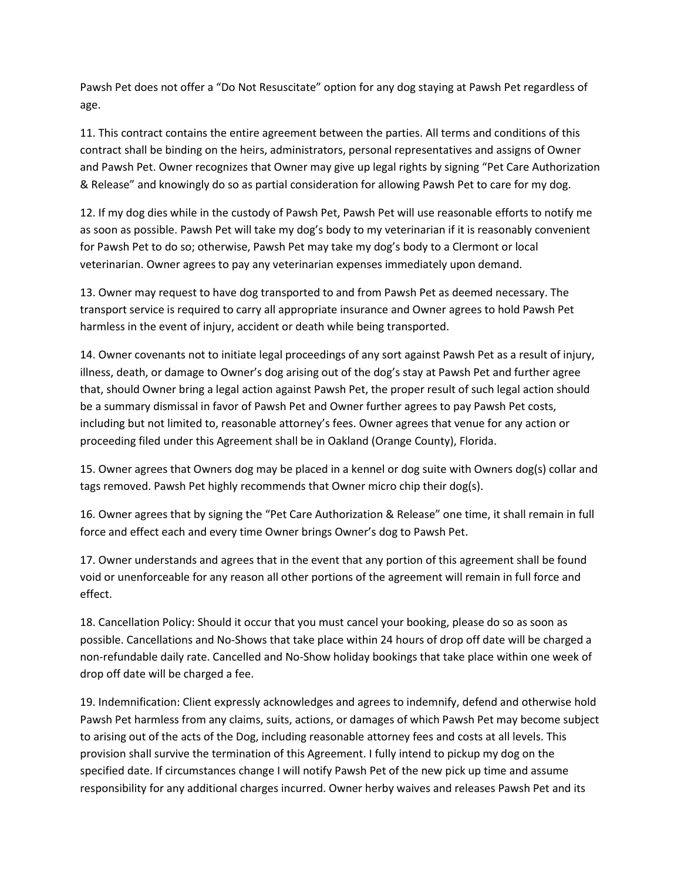Pawsh Pet does not offer a “Do Not Resuscitate” option for any dog staying at Pawsh Pet regardless of age.

11. This contract contains the entire agreement between the parties. All terms and conditions of this contract shall be binding on the heirs, administrators, personal representatives and assigns of Owner and Pawsh Pet. Owner recognizes that Owner may give up legal rights by signing “Pet Care Authorization & Release” and knowingly do so as partial consideration for allowing Pawsh Pet to care for my dog.

12. If my dog dies while in the custody of Pawsh Pet, Pawsh Pet will use reasonable efforts to notify me as soon as possible. Pawsh Pet will take my dog’s body to my veterinarian if it is reasonably convenient for Pawsh Pet to do so; otherwise, Pawsh Pet may take my dog’s body to a Clermont or local veterinarian. Owner agrees to pay any veterinarian expenses immediately upon demand.

13. Owner may request to have dog transported to and from Pawsh Pet as deemed necessary. The transport service is required to carry all appropriate insurance and Owner agrees to hold Pawsh Pet harmless in the event of injury, accident or death while being transported.

14. Owner covenants not to initiate legal proceedings of any sort against Pawsh Pet as a result of injury, illness, death, or damage to Owner’s dog arising out of the dog’s stay at Pawsh Pet and further agree that, should Owner bring a legal action against Pawsh Pet, the proper result of such legal action should be a summary dismissal in favor of Pawsh Pet and Owner further agrees to pay Pawsh Pet costs, including but not limited to, reasonable attorney’s fees. Owner agrees that venue for any action or proceeding filed under this Agreement shall be in Oakland (Orange County), Florida.

15. Owner agrees that Owners dog may be placed in a kennel or dog suite with Owners dog(s) collar and tags removed. Pawsh Pet highly recommends that Owner micro chip their dog(s).

16. Owner agrees that by signing the “Pet Care Authorization & Release” one time, it shall remain in full force and effect each and every time Owner brings Owner’s dog to Pawsh Pet.

17. Owner understands and agrees that in the event that any portion of this agreement shall be found void or unenforceable for any reason all other portions of the agreement will remain in full force and effect.

18. Cancellation Policy: Should it occur that you must cancel your booking, please do so as soon as possible. Cancellations and No-Shows that take place within 24 hours of drop off date will be charged a non-refundable daily rate. Cancelled and No-Show holiday bookings that take place within one week of drop off date will be charged a fee.

19. Indemnification: Client expressly acknowledges and agrees to indemnify, defend and otherwise hold Pawsh Pet harmless from any claims, suits, actions, or damages of which Pawsh Pet may become subject to arising out of the acts of the Dog, including reasonable attorney fees and costs at all levels. This provision shall survive the termination of this Agreement. I fully intend to pickup my dog on the specified date. If circumstances change I will notify Pawsh Pet of the new pick up time and assume responsibility for any additional charges incurred. Owner herby waives and releases Pawsh Pet and its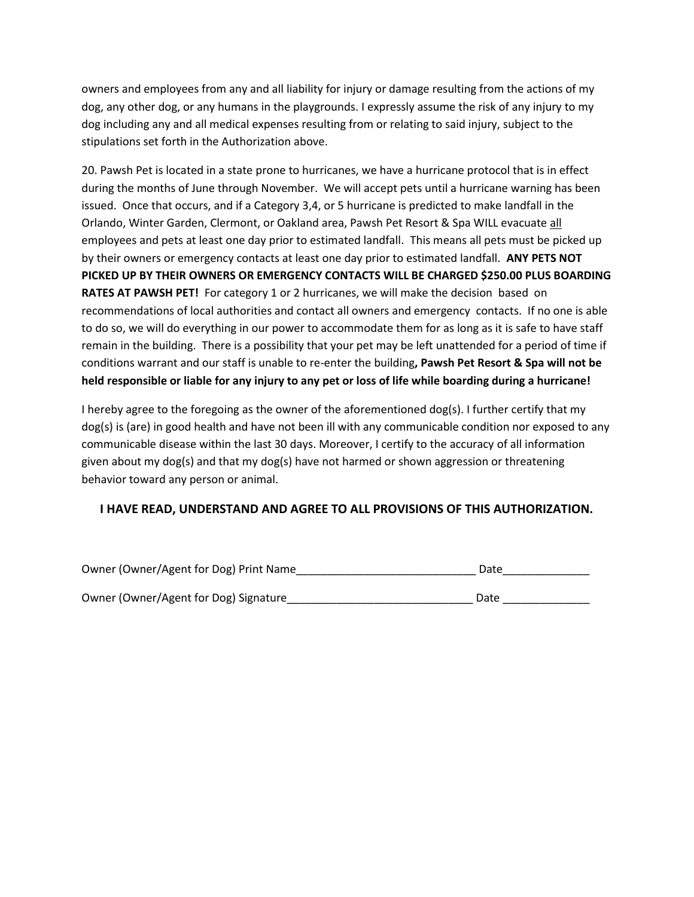owners and employees from any and all liability for injury or damage resulting from the actions of my dog, any other dog, or any humans in the playgrounds. I expressly assume the risk of any injury to my dog including any and all medical expenses resulting from or relating to said injury, subject to the stipulations set forth in the Authorization above.

20. Pawsh Pet is located in a state prone to hurricanes, we have a hurricane protocol that is in effect during the months of June through November. We will accept pets until a hurricane warning has been issued. Once that occurs, and if a Category 3,4, or 5 hurricane is predicted to make landfall in the Orlando, Winter Garden, Clermont, or Oakland area, Pawsh Pet Resort & Spa WILL evacuate <u>all</u> employees and pets at least one day prior to estimated landfall. This means all pets must be picked up by their owners or emergency contacts at least one day prior to estimated landfall. **ANY PETS NOT PICKED UP BY THEIR OWNERS OR EMERGENCY CONTACTS WILL BE CHARGED $250.00 PLUS BOARDING RATES AT PAWSH PET!** For category 1 or 2 hurricanes, we will make the decision based on recommendations of local authorities and contact all owners and emergency contacts. If no one is able to do so, we will do everything in our power to accommodate them for as long as it is safe to have staff remain in the building. There is a possibility that your pet may be left unattended for a period of time if conditions warrant and our staff is unable to re-enter the building**, Pawsh Pet Resort & Spa will not be held responsible or liable for any injury to any pet or loss of life while boarding during a hurricane!**

I hereby agree to the foregoing as the owner of the aforementioned dog(s). I further certify that my dog(s) is (are) in good health and have not been ill with any communicable condition nor exposed to any communicable disease within the last 30 days. Moreover, I certify to the accuracy of all information given about my dog(s) and that my dog(s) have not harmed or shown aggression or threatening behavior toward any person or animal.

**I HAVE READ, UNDERSTAND AND AGREE TO ALL PROVISIONS OF THIS AUTHORIZATION.**

Owner (Owner/Agent for Dog) Print Name_____________________________ Date______________

Owner (Owner/Agent for Dog) Signature______________________________ Date ______________